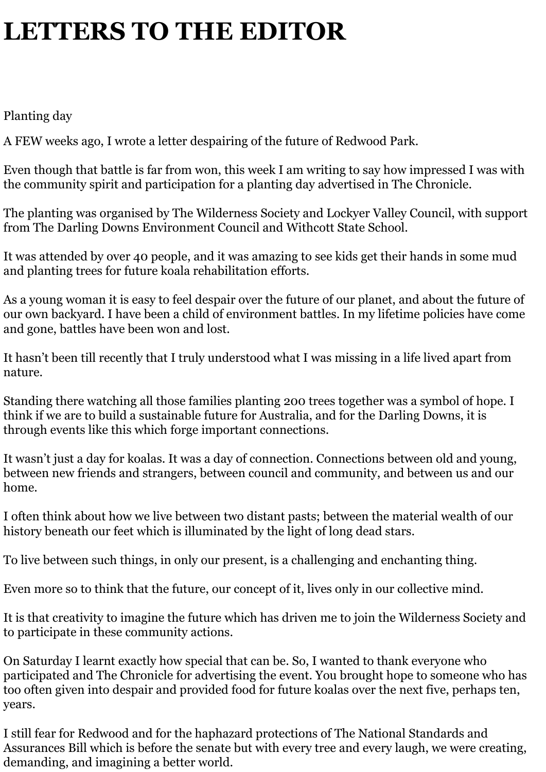# LETTERS TO THE EDITOR

Planting day

A FEW weeks ago, I wrote a letter despairing of the future of Redwood Park.

Even though that battle is far from won, this week I am writing to say how impressed I was with the community spirit and participation for a planting day advertised in The Chronicle.

The planting was organised by The Wilderness Society and Lockyer Valley Council, with support from The Darling Downs Environment Council and Withcott State School.

It was attended by over 40 people, and it was amazing to see kids get their hands in some mud and planting trees for future koala rehabilitation efforts.

As a young woman it is easy to feel despair over the future of our planet, and about the future of our own backyard. I have been a child of environment battles. In my lifetime policies have come and gone, battles have been won and lost.

It hasn't been till recently that I truly understood what I was missing in a life lived apart from nature.

Standing there watching all those families planting 200 trees together was a symbol of hope. I think if we are to build a sustainable future for Australia, and for the Darling Downs, it is through events like this which forge important connections.

It wasn't just a day for koalas. It was a day of connection. Connections between old and young, between new friends and strangers, between council and community, and between us and our home.

I often think about how we live between two distant pasts; between the material wealth of our history beneath our feet which is illuminated by the light of long dead stars.

To live between such things, in only our present, is a challenging and enchanting thing.

Even more so to think that the future, our concept of it, lives only in our collective mind.

It is that creativity to imagine the future which has driven me to join the Wilderness Society and to participate in these community actions.

On Saturday I learnt exactly how special that can be. So, I wanted to thank everyone who participated and The Chronicle for advertising the event. You brought hope to someone who has too often given into despair and provided food for future koalas over the next five, perhaps ten, years.

I still fear for Redwood and for the haphazard protections of The National Standards and Assurances Bill which is before the senate but with every tree and every laugh, we were creating, demanding, and imagining a better world.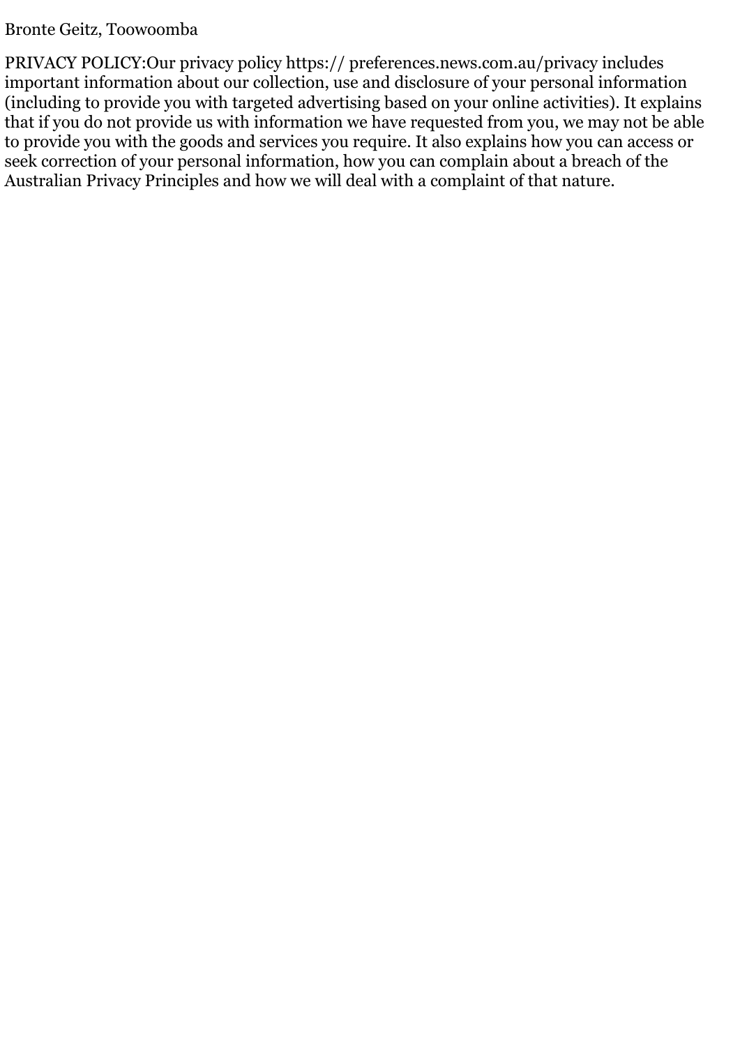Bronte Geitz, Toowoomba

PRIVACY POLICY:Our privacy policy https:// preferences.news.com.au/privacy includes important information about our collection, use and disclosure of your personal information (including to provide you with targeted advertising based on your online activities). It explains that if you do not provide us with information we have requested from you, we may not be able to provide you with the goods and services you require. It also explains how you can access or seek correction of your personal information, how you can complain about a breach of the Australian Privacy Principles and how we will deal with a complaint of that nature.